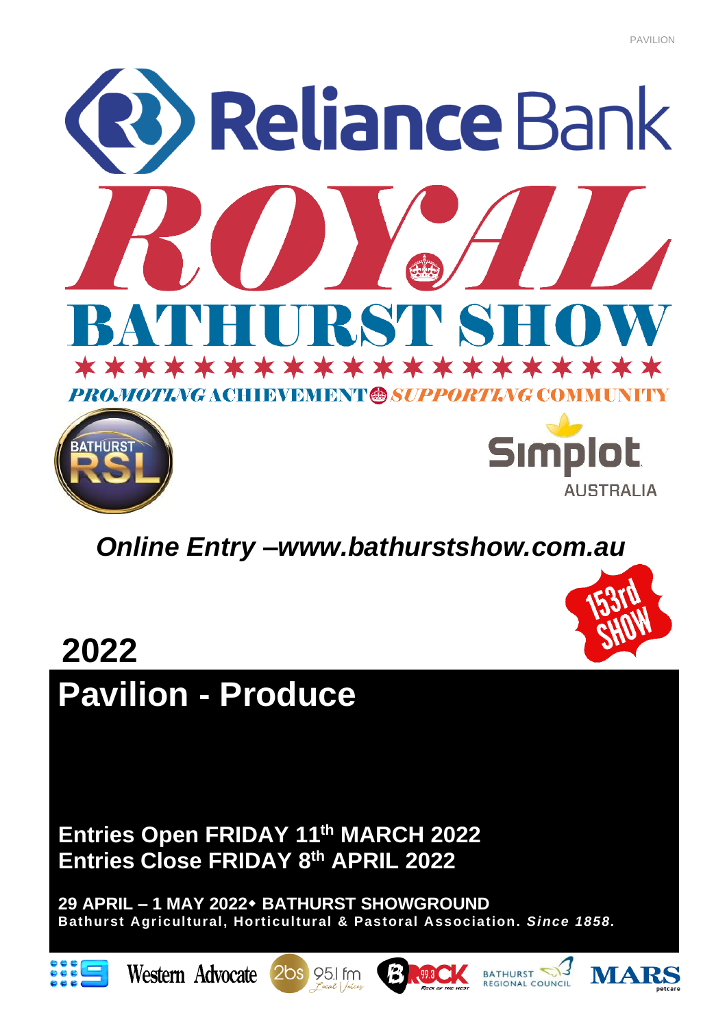# Reliance Bank ROYAL BATHURST SHOW

*PROMOTING* ACHIEVEMENT *SUPPORTING* COMMUNITY

Bathurst RSL

Simplot Australia

***Online Entry –www.bathurstshow.com.au***

153rd SHOW

# 2022

# Pavilion - Produce

**Entries Open FRIDAY 11th MARCH 2022**
**Entries Close FRIDAY 8th APRIL 2022**

**29 APRIL – 1 MAY 2022 • BATHURST SHOWGROUND**
**Bathurst Agricultural, Horticultural & Pastoral Association. *Since 1858.***

Western Advocate 2bs 95.1 fm B Rock 99.3 Bathurst Regional Council MARS petcare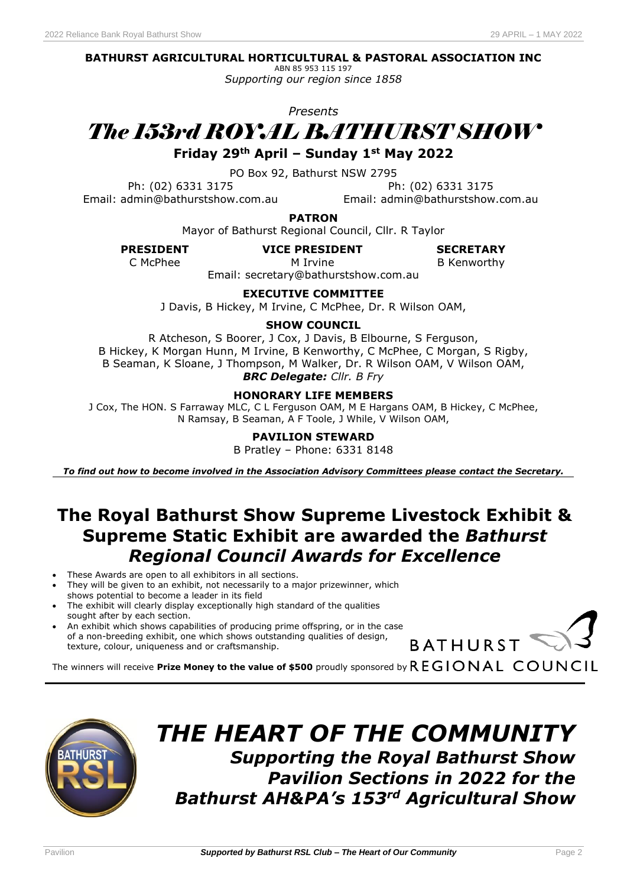**BATHURST AGRICULTURAL HORTICULTURAL & PASTORAL ASSOCIATION INC**

ABN 85 953 115 197

*Supporting our region since 1858*

*Presents*

# *The 153rd ROYAL BATHURST SHOW*

**Friday 29th April – Sunday 1st May 2022**

PO Box 92, Bathurst NSW 2795

Ph: (02) 6331 3175

Email: admin@bathurstshow.com.au

Ph: (02) 6331 3175

Email: admin@bathurstshow.com.au

**PATRON**

Mayor of Bathurst Regional Council, Cllr. R Taylor

**PRESIDENT**

C McPhee

**VICE PRESIDENT**

M Irvine

**SECRETARY**

B Kenworthy

Email: secretary@bathurstshow.com.au

**EXECUTIVE COMMITTEE**

J Davis, B Hickey, M Irvine, C McPhee, Dr. R Wilson OAM,

**SHOW COUNCIL**

R Atcheson, S Boorer, J Cox, J Davis, B Elbourne, S Ferguson, B Hickey, K Morgan Hunn, M Irvine, B Kenworthy, C McPhee, C Morgan, S Rigby, B Seaman, K Sloane, J Thompson, M Walker, Dr. R Wilson OAM, V Wilson OAM,

***BRC Delegate:*** *Cllr. B Fry*

**HONORARY LIFE MEMBERS**

J Cox, The HON. S Farraway MLC, C L Ferguson OAM, M E Hargans OAM, B Hickey, C McPhee, N Ramsay, B Seaman, A F Toole, J While, V Wilson OAM,

**PAVILION STEWARD**

B Pratley – Phone: 6331 8148

***To find out how to become involved in the Association Advisory Committees please contact the Secretary.***

## The Royal Bathurst Show Supreme Livestock Exhibit & Supreme Static Exhibit are awarded the *Bathurst Regional Council Awards for Excellence*

- These Awards are open to all exhibitors in all sections.
- They will be given to an exhibit, not necessarily to a major prizewinner, which shows potential to become a leader in its field
- The exhibit will clearly display exceptionally high standard of the qualities sought after by each section.
- An exhibit which shows capabilities of producing prime offspring, or in the case of a non-breeding exhibit, one which shows outstanding qualities of design, texture, colour, uniqueness and or craftsmanship.

The winners will receive **Prize Money to the value of $500** proudly sponsored by BATHURST REGIONAL COUNCIL

# *THE HEART OF THE COMMUNITY*

## *Supporting the Royal Bathurst Show Pavilion Sections in 2022 for the Bathurst AH&PA's 153rd Agricultural Show*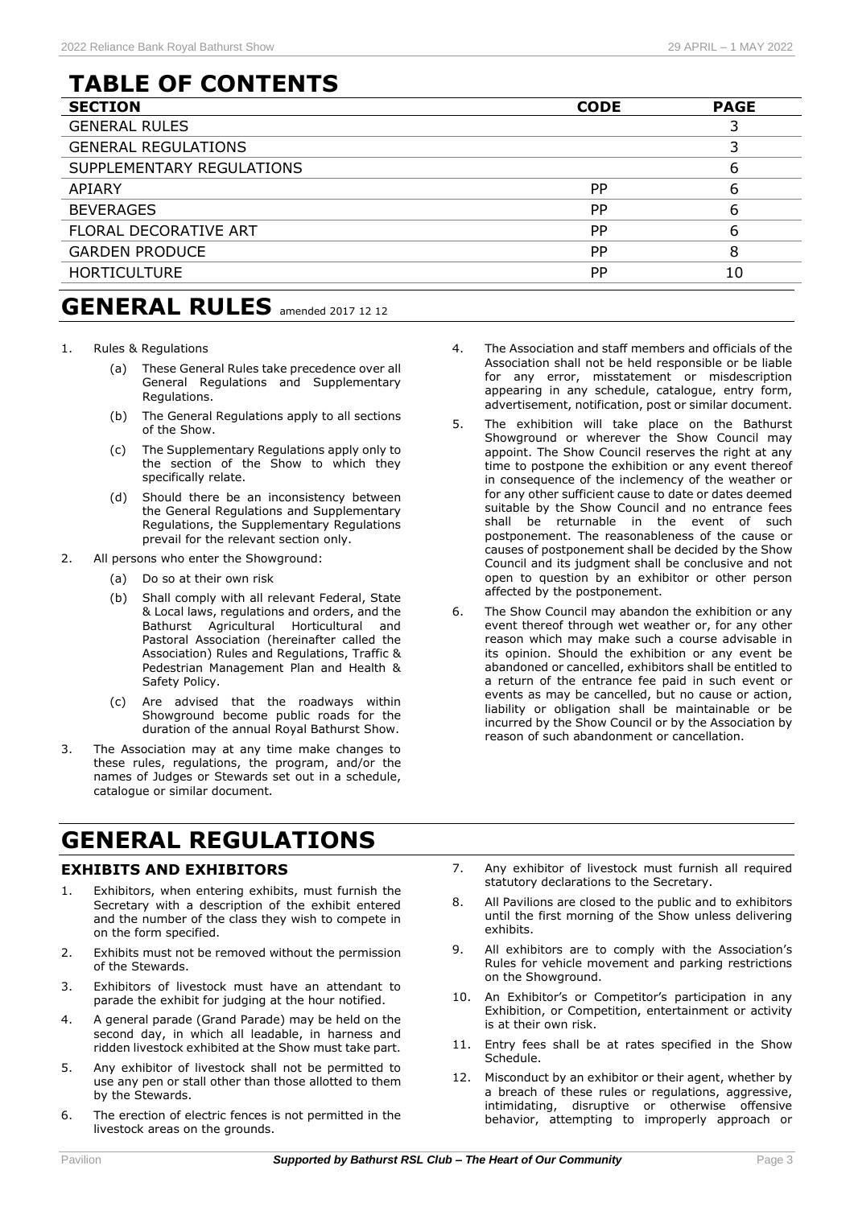# TABLE OF CONTENTS

| SECTION | CODE | PAGE |
|---|---|---|
| GENERAL RULES | | 3 |
| GENERAL REGULATIONS | | 3 |
| SUPPLEMENTARY REGULATIONS | | 6 |
| APIARY | PP | 6 |
| BEVERAGES | PP | 6 |
| FLORAL DECORATIVE ART | PP | 6 |
| GARDEN PRODUCE | PP | 8 |
| HORTICULTURE | PP | 10 |

# GENERAL RULES amended 2017 12 12

1. Rules & Regulations
   - (a) These General Rules take precedence over all General Regulations and Supplementary Regulations.
   - (b) The General Regulations apply to all sections of the Show.
   - (c) The Supplementary Regulations apply only to the section of the Show to which they specifically relate.
   - (d) Should there be an inconsistency between the General Regulations and Supplementary Regulations, the Supplementary Regulations prevail for the relevant section only.
2. All persons who enter the Showground:
   - (a) Do so at their own risk
   - (b) Shall comply with all relevant Federal, State & Local laws, regulations and orders, and the Bathurst Agricultural Horticultural and Pastoral Association (hereinafter called the Association) Rules and Regulations, Traffic & Pedestrian Management Plan and Health & Safety Policy.
   - (c) Are advised that the roadways within Showground become public roads for the duration of the annual Royal Bathurst Show.
3. The Association may at any time make changes to these rules, regulations, the program, and/or the names of Judges or Stewards set out in a schedule, catalogue or similar document.
4. The Association and staff members and officials of the Association shall not be held responsible or be liable for any error, misstatement or misdescription appearing in any schedule, catalogue, entry form, advertisement, notification, post or similar document.
5. The exhibition will take place on the Bathurst Showground or wherever the Show Council may appoint. The Show Council reserves the right at any time to postpone the exhibition or any event thereof in consequence of the inclemency of the weather or for any other sufficient cause to date or dates deemed suitable by the Show Council and no entrance fees shall be returnable in the event of such postponement. The reasonableness of the cause or causes of postponement shall be decided by the Show Council and its judgment shall be conclusive and not open to question by an exhibitor or other person affected by the postponement.
6. The Show Council may abandon the exhibition or any event thereof through wet weather or, for any other reason which may make such a course advisable in its opinion. Should the exhibition or any event be abandoned or cancelled, exhibitors shall be entitled to a return of the entrance fee paid in such event or events as may be cancelled, but no cause or action, liability or obligation shall be maintainable or be incurred by the Show Council or by the Association by reason of such abandonment or cancellation.

# GENERAL REGULATIONS

## EXHIBITS AND EXHIBITORS

1. Exhibitors, when entering exhibits, must furnish the Secretary with a description of the exhibit entered and the number of the class they wish to compete in on the form specified.
2. Exhibits must not be removed without the permission of the Stewards.
3. Exhibitors of livestock must have an attendant to parade the exhibit for judging at the hour notified.
4. A general parade (Grand Parade) may be held on the second day, in which all leadable, in harness and ridden livestock exhibited at the Show must take part.
5. Any exhibitor of livestock shall not be permitted to use any pen or stall other than those allotted to them by the Stewards.
6. The erection of electric fences is not permitted in the livestock areas on the grounds.
7. Any exhibitor of livestock must furnish all required statutory declarations to the Secretary.
8. All Pavilions are closed to the public and to exhibitors until the first morning of the Show unless delivering exhibits.
9. All exhibitors are to comply with the Association's Rules for vehicle movement and parking restrictions on the Showground.
10. An Exhibitor's or Competitor's participation in any Exhibition, or Competition, entertainment or activity is at their own risk.
11. Entry fees shall be at rates specified in the Show Schedule.
12. Misconduct by an exhibitor or their agent, whether by a breach of these rules or regulations, aggressive, intimidating, disruptive or otherwise offensive behavior, attempting to improperly approach or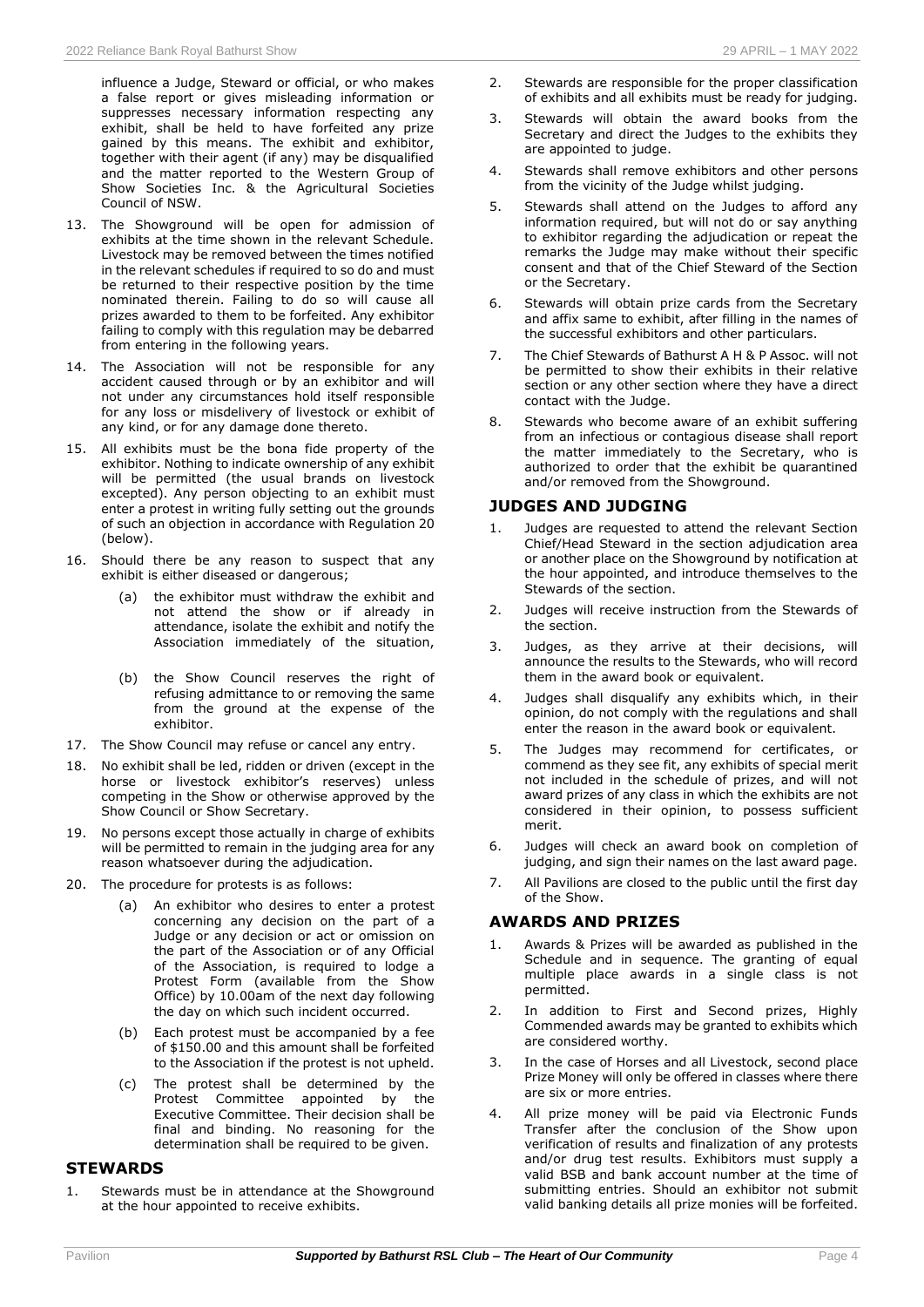influence a Judge, Steward or official, or who makes a false report or gives misleading information or suppresses necessary information respecting any exhibit, shall be held to have forfeited any prize gained by this means. The exhibit and exhibitor, together with their agent (if any) may be disqualified and the matter reported to the Western Group of Show Societies Inc. & the Agricultural Societies Council of NSW.

13. The Showground will be open for admission of exhibits at the time shown in the relevant Schedule. Livestock may be removed between the times notified in the relevant schedules if required to so do and must be returned to their respective position by the time nominated therein. Failing to do so will cause all prizes awarded to them to be forfeited. Any exhibitor failing to comply with this regulation may be debarred from entering in the following years.
14. The Association will not be responsible for any accident caused through or by an exhibitor and will not under any circumstances hold itself responsible for any loss or misdelivery of livestock or exhibit of any kind, or for any damage done thereto.
15. All exhibits must be the bona fide property of the exhibitor. Nothing to indicate ownership of any exhibit will be permitted (the usual brands on livestock excepted). Any person objecting to an exhibit must enter a protest in writing fully setting out the grounds of such an objection in accordance with Regulation 20 (below).
16. Should there be any reason to suspect that any exhibit is either diseased or dangerous;
    (a) the exhibitor must withdraw the exhibit and not attend the show or if already in attendance, isolate the exhibit and notify the Association immediately of the situation,
    (b) the Show Council reserves the right of refusing admittance to or removing the same from the ground at the expense of the exhibitor.
17. The Show Council may refuse or cancel any entry.
18. No exhibit shall be led, ridden or driven (except in the horse or livestock exhibitor's reserves) unless competing in the Show or otherwise approved by the Show Council or Show Secretary.
19. No persons except those actually in charge of exhibits will be permitted to remain in the judging area for any reason whatsoever during the adjudication.
20. The procedure for protests is as follows:
    (a) An exhibitor who desires to enter a protest concerning any decision on the part of a Judge or any decision or act or omission on the part of the Association or of any Official of the Association, is required to lodge a Protest Form (available from the Show Office) by 10.00am of the next day following the day on which such incident occurred.
    (b) Each protest must be accompanied by a fee of $150.00 and this amount shall be forfeited to the Association if the protest is not upheld.
    (c) The protest shall be determined by the Protest Committee appointed by the Executive Committee. Their decision shall be final and binding. No reasoning for the determination shall be required to be given.

## STEWARDS

1. Stewards must be in attendance at the Showground at the hour appointed to receive exhibits.
2. Stewards are responsible for the proper classification of exhibits and all exhibits must be ready for judging.
3. Stewards will obtain the award books from the Secretary and direct the Judges to the exhibits they are appointed to judge.
4. Stewards shall remove exhibitors and other persons from the vicinity of the Judge whilst judging.
5. Stewards shall attend on the Judges to afford any information required, but will not do or say anything to exhibitor regarding the adjudication or repeat the remarks the Judge may make without their specific consent and that of the Chief Steward of the Section or the Secretary.
6. Stewards will obtain prize cards from the Secretary and affix same to exhibit, after filling in the names of the successful exhibitors and other particulars.
7. The Chief Stewards of Bathurst A H & P Assoc. will not be permitted to show their exhibits in their relative section or any other section where they have a direct contact with the Judge.
8. Stewards who become aware of an exhibit suffering from an infectious or contagious disease shall report the matter immediately to the Secretary, who is authorized to order that the exhibit be quarantined and/or removed from the Showground.

## JUDGES AND JUDGING

1. Judges are requested to attend the relevant Section Chief/Head Steward in the section adjudication area or another place on the Showground by notification at the hour appointed, and introduce themselves to the Stewards of the section.
2. Judges will receive instruction from the Stewards of the section.
3. Judges, as they arrive at their decisions, will announce the results to the Stewards, who will record them in the award book or equivalent.
4. Judges shall disqualify any exhibits which, in their opinion, do not comply with the regulations and shall enter the reason in the award book or equivalent.
5. The Judges may recommend for certificates, or commend as they see fit, any exhibits of special merit not included in the schedule of prizes, and will not award prizes of any class in which the exhibits are not considered in their opinion, to possess sufficient merit.
6. Judges will check an award book on completion of judging, and sign their names on the last award page.
7. All Pavilions are closed to the public until the first day of the Show.

## AWARDS AND PRIZES

1. Awards & Prizes will be awarded as published in the Schedule and in sequence. The granting of equal multiple place awards in a single class is not permitted.
2. In addition to First and Second prizes, Highly Commended awards may be granted to exhibits which are considered worthy.
3. In the case of Horses and all Livestock, second place Prize Money will only be offered in classes where there are six or more entries.
4. All prize money will be paid via Electronic Funds Transfer after the conclusion of the Show upon verification of results and finalization of any protests and/or drug test results. Exhibitors must supply a valid BSB and bank account number at the time of submitting entries. Should an exhibitor not submit valid banking details all prize monies will be forfeited.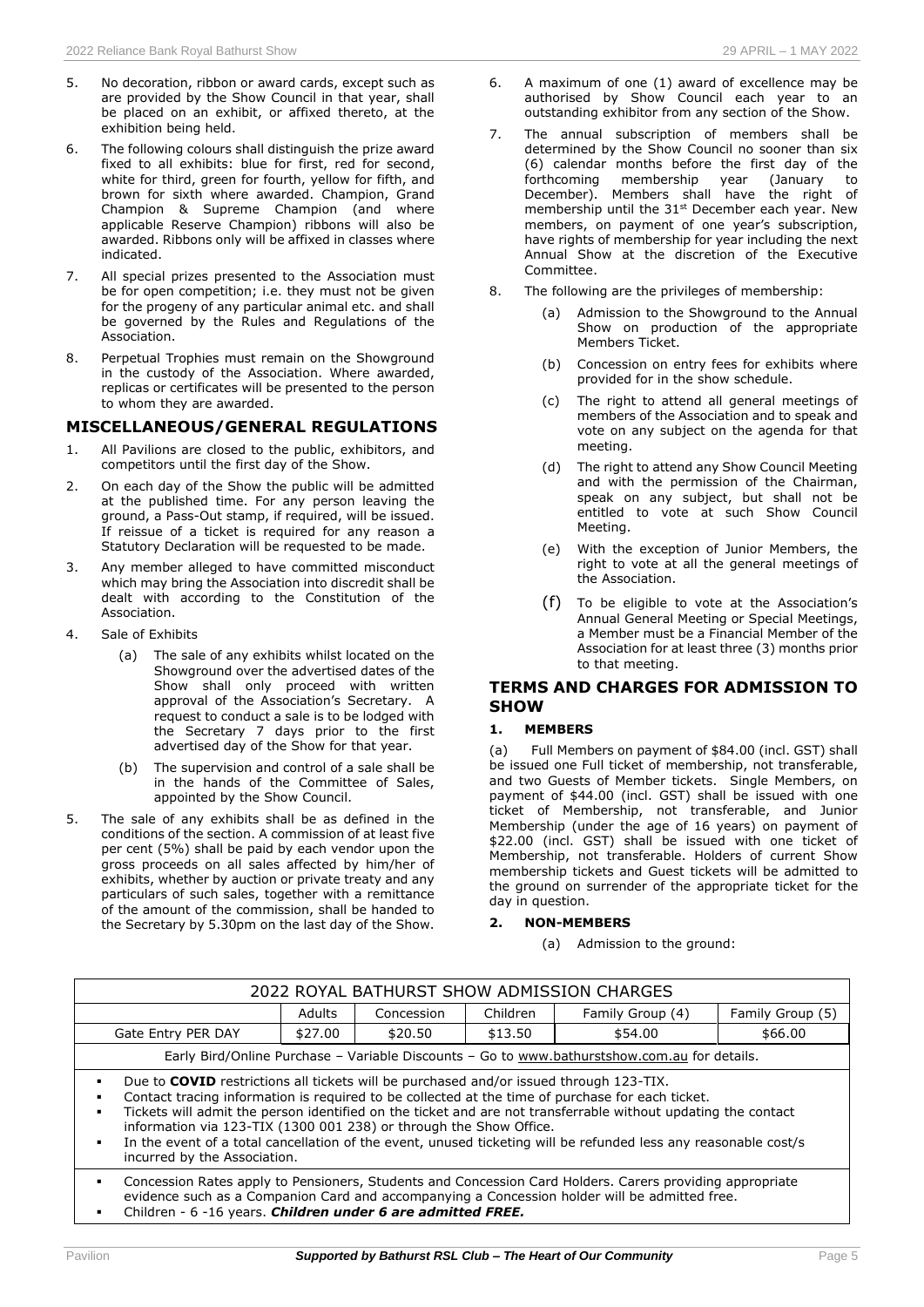5. No decoration, ribbon or award cards, except such as are provided by the Show Council in that year, shall be placed on an exhibit, or affixed thereto, at the exhibition being held.

6. The following colours shall distinguish the prize award fixed to all exhibits: blue for first, red for second, white for third, green for fourth, yellow for fifth, and brown for sixth where awarded. Champion, Grand Champion & Supreme Champion (and where applicable Reserve Champion) ribbons will also be awarded. Ribbons only will be affixed in classes where indicated.

7. All special prizes presented to the Association must be for open competition; i.e. they must not be given for the progeny of any particular animal etc. and shall be governed by the Rules and Regulations of the Association.

8. Perpetual Trophies must remain on the Showground in the custody of the Association. Where awarded, replicas or certificates will be presented to the person to whom they are awarded.

## MISCELLANEOUS/GENERAL REGULATIONS

1. All Pavilions are closed to the public, exhibitors, and competitors until the first day of the Show.

2. On each day of the Show the public will be admitted at the published time. For any person leaving the ground, a Pass-Out stamp, if required, will be issued. If reissue of a ticket is required for any reason a Statutory Declaration will be requested to be made.

3. Any member alleged to have committed misconduct which may bring the Association into discredit shall be dealt with according to the Constitution of the Association.

4. Sale of Exhibits
   - (a) The sale of any exhibits whilst located on the Showground over the advertised dates of the Show shall only proceed with written approval of the Association's Secretary. A request to conduct a sale is to be lodged with the Secretary 7 days prior to the first advertised day of the Show for that year.
   - (b) The supervision and control of a sale shall be in the hands of the Committee of Sales, appointed by the Show Council.

5. The sale of any exhibits shall be as defined in the conditions of the section. A commission of at least five per cent (5%) shall be paid by each vendor upon the gross proceeds on all sales affected by him/her of exhibits, whether by auction or private treaty and any particulars of such sales, together with a remittance of the amount of the commission, shall be handed to the Secretary by 5.30pm on the last day of the Show.

6. A maximum of one (1) award of excellence may be authorised by Show Council each year to an outstanding exhibitor from any section of the Show.

7. The annual subscription of members shall be determined by the Show Council no sooner than six (6) calendar months before the first day of the forthcoming membership year (January to December). Members shall have the right of membership until the 31st December each year. New members, on payment of one year's subscription, have rights of membership for year including the next Annual Show at the discretion of the Executive Committee.

8. The following are the privileges of membership:
   - (a) Admission to the Showground to the Annual Show on production of the appropriate Members Ticket.
   - (b) Concession on entry fees for exhibits where provided for in the show schedule.
   - (c) The right to attend all general meetings of members of the Association and to speak and vote on any subject on the agenda for that meeting.
   - (d) The right to attend any Show Council Meeting and with the permission of the Chairman, speak on any subject, but shall not be entitled to vote at such Show Council Meeting.
   - (e) With the exception of Junior Members, the right to vote at all the general meetings of the Association.
   - (f) To be eligible to vote at the Association's Annual General Meeting or Special Meetings, a Member must be a Financial Member of the Association for at least three (3) months prior to that meeting.

## TERMS AND CHARGES FOR ADMISSION TO SHOW

### 1. MEMBERS

(a) Full Members on payment of $84.00 (incl. GST) shall be issued one Full ticket of membership, not transferable, and two Guests of Member tickets. Single Members, on payment of $44.00 (incl. GST) shall be issued with one ticket of Membership, not transferable, and Junior Membership (under the age of 16 years) on payment of $22.00 (incl. GST) shall be issued with one ticket of Membership, not transferable. Holders of current Show membership tickets and Guest tickets will be admitted to the ground on surrender of the appropriate ticket for the day in question.

### 2. NON-MEMBERS

(a) Admission to the ground:

| 2022 ROYAL BATHURST SHOW ADMISSION CHARGES | | | | | |
|---|---|---|---|---|---|
| | Adults | Concession | Children | Family Group (4) | Family Group (5) |
| Gate Entry PER DAY | $27.00 | $20.50 | $13.50 | $54.00 | $66.00 |

Early Bird/Online Purchase – Variable Discounts – Go to www.bathurstshow.com.au for details.

- Due to **COVID** restrictions all tickets will be purchased and/or issued through 123-TIX.
- Contact tracing information is required to be collected at the time of purchase for each ticket.
- Tickets will admit the person identified on the ticket and are not transferrable without updating the contact information via 123-TIX (1300 001 238) or through the Show Office.
- In the event of a total cancellation of the event, unused ticketing will be refunded less any reasonable cost/s incurred by the Association.

- Concession Rates apply to Pensioners, Students and Concession Card Holders. Carers providing appropriate evidence such as a Companion Card and accompanying a Concession holder will be admitted free.
- Children - 6 -16 years. ***Children under 6 are admitted FREE.***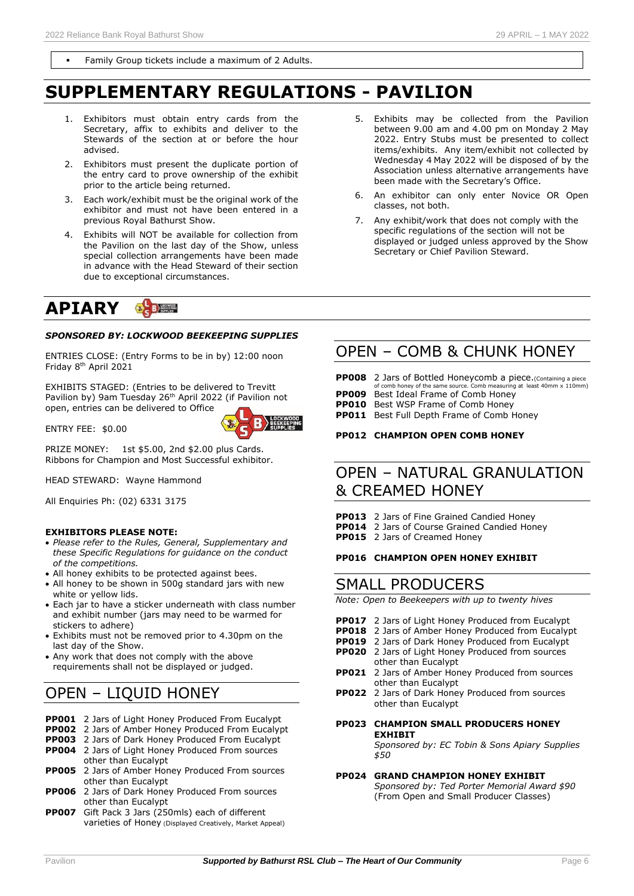- Family Group tickets include a maximum of 2 Adults.

# SUPPLEMENTARY REGULATIONS - PAVILION

1. Exhibitors must obtain entry cards from the Secretary, affix to exhibits and deliver to the Stewards of the section at or before the hour advised.
2. Exhibitors must present the duplicate portion of the entry card to prove ownership of the exhibit prior to the article being returned.
3. Each work/exhibit must be the original work of the exhibitor and must not have been entered in a previous Royal Bathurst Show.
4. Exhibits will NOT be available for collection from the Pavilion on the last day of the Show, unless special collection arrangements have been made in advance with the Head Steward of their section due to exceptional circumstances.
5. Exhibits may be collected from the Pavilion between 9.00 am and 4.00 pm on Monday 2 May 2022. Entry Stubs must be presented to collect items/exhibits. Any item/exhibit not collected by Wednesday 4 May 2022 will be disposed of by the Association unless alternative arrangements have been made with the Secretary's Office.
6. An exhibitor can only enter Novice OR Open classes, not both.
7. Any exhibit/work that does not comply with the specific regulations of the section will not be displayed or judged unless approved by the Show Secretary or Chief Pavilion Steward.

# APIARY

***SPONSORED BY: LOCKWOOD BEEKEEPING SUPPLIES***

ENTRIES CLOSE: (Entry Forms to be in by) 12:00 noon Friday 8th April 2021

EXHIBITS STAGED: (Entries to be delivered to Trevitt Pavilion by) 9am Tuesday 26th April 2022 (if Pavilion not open, entries can be delivered to Office

ENTRY FEE: $0.00

PRIZE MONEY: 1st $5.00, 2nd $2.00 plus Cards. Ribbons for Champion and Most Successful exhibitor.

HEAD STEWARD: Wayne Hammond

All Enquiries Ph: (02) 6331 3175

**EXHIBITORS PLEASE NOTE:**

- *Please refer to the Rules, General, Supplementary and these Specific Regulations for guidance on the conduct of the competitions.*
- All honey exhibits to be protected against bees.
- All honey to be shown in 500g standard jars with new white or yellow lids.
- Each jar to have a sticker underneath with class number and exhibit number (jars may need to be warmed for stickers to adhere)
- Exhibits must not be removed prior to 4.30pm on the last day of the Show.
- Any work that does not comply with the above requirements shall not be displayed or judged.

## OPEN – LIQUID HONEY

**PP001** 2 Jars of Light Honey Produced From Eucalypt
**PP002** 2 Jars of Amber Honey Produced From Eucalypt
**PP003** 2 Jars of Dark Honey Produced From Eucalypt
**PP004** 2 Jars of Light Honey Produced From sources other than Eucalypt
**PP005** 2 Jars of Amber Honey Produced From sources other than Eucalypt
**PP006** 2 Jars of Dark Honey Produced From sources other than Eucalypt
**PP007** Gift Pack 3 Jars (250mls) each of different varieties of Honey (Displayed Creatively, Market Appeal)

## OPEN – COMB & CHUNK HONEY

**PP008** 2 Jars of Bottled Honeycomb a piece. (Containing a piece of comb honey of the same source. Comb measuring at least 40mm x 110mm)
**PP009** Best Ideal Frame of Comb Honey
**PP010** Best WSP Frame of Comb Honey
**PP011** Best Full Depth Frame of Comb Honey

**PP012 CHAMPION OPEN COMB HONEY**

## OPEN – NATURAL GRANULATION & CREAMED HONEY

**PP013** 2 Jars of Fine Grained Candied Honey
**PP014** 2 Jars of Course Grained Candied Honey
**PP015** 2 Jars of Creamed Honey

**PP016 CHAMPION OPEN HONEY EXHIBIT**

## SMALL PRODUCERS

*Note: Open to Beekeepers with up to twenty hives*

**PP017** 2 Jars of Light Honey Produced from Eucalypt
**PP018** 2 Jars of Amber Honey Produced from Eucalypt
**PP019** 2 Jars of Dark Honey Produced from Eucalypt
**PP020** 2 Jars of Light Honey Produced from sources other than Eucalypt
**PP021** 2 Jars of Amber Honey Produced from sources other than Eucalypt
**PP022** 2 Jars of Dark Honey Produced from sources other than Eucalypt

**PP023 CHAMPION SMALL PRODUCERS HONEY EXHIBIT**
*Sponsored by: EC Tobin & Sons Apiary Supplies $50*

**PP024 GRAND CHAMPION HONEY EXHIBIT**
*Sponsored by: Ted Porter Memorial Award $90*
(From Open and Small Producer Classes)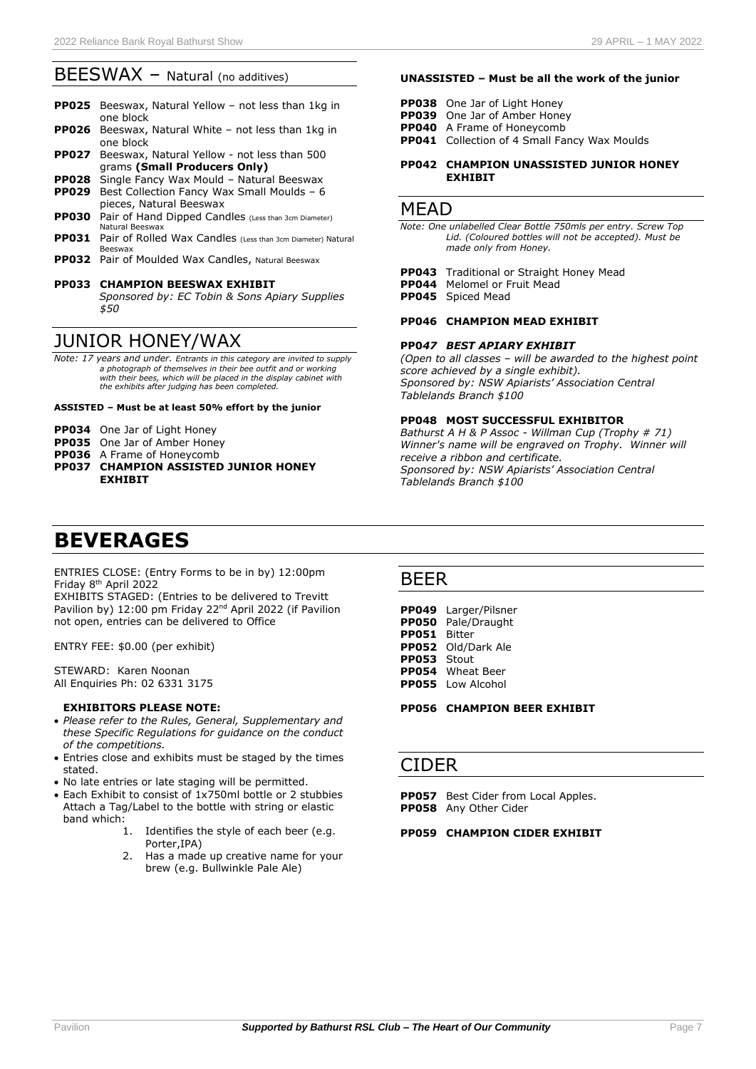## BEESWAX – Natural (no additives)

**PP025** Beeswax, Natural Yellow – not less than 1kg in one block
**PP026** Beeswax, Natural White – not less than 1kg in one block
**PP027** Beeswax, Natural Yellow - not less than 500 grams **(Small Producers Only)**
**PP028** Single Fancy Wax Mould – Natural Beeswax
**PP029** Best Collection Fancy Wax Small Moulds – 6 pieces, Natural Beeswax
**PP030** Pair of Hand Dipped Candles (Less than 3cm Diameter) Natural Beeswax
**PP031** Pair of Rolled Wax Candles (Less than 3cm Diameter) Natural Beeswax
**PP032** Pair of Moulded Wax Candles, Natural Beeswax

**PP033 CHAMPION BEESWAX EXHIBIT**
*Sponsored by: EC Tobin & Sons Apiary Supplies $50*

## JUNIOR HONEY/WAX

*Note: 17 years and under. Entrants in this category are invited to supply a photograph of themselves in their bee outfit and or working with their bees, which will be placed in the display cabinet with the exhibits after judging has been completed.*

**ASSISTED – Must be at least 50% effort by the junior**

**PP034** One Jar of Light Honey
**PP035** One Jar of Amber Honey
**PP036** A Frame of Honeycomb
**PP037 CHAMPION ASSISTED JUNIOR HONEY EXHIBIT**

**UNASSISTED – Must be all the work of the junior**

**PP038** One Jar of Light Honey
**PP039** One Jar of Amber Honey
**PP040** A Frame of Honeycomb
**PP041** Collection of 4 Small Fancy Wax Moulds

**PP042 CHAMPION UNASSISTED JUNIOR HONEY EXHIBIT**

## MEAD

*Note: One unlabelled Clear Bottle 750mls per entry. Screw Top Lid. (Coloured bottles will not be accepted). Must be made only from Honey.*

**PP043** Traditional or Straight Honey Mead
**PP044** Melomel or Fruit Mead
**PP045** Spiced Mead

**PP046 CHAMPION MEAD EXHIBIT**

**PP047 *BEST APIARY EXHIBIT***
*(Open to all classes – will be awarded to the highest point score achieved by a single exhibit).*
*Sponsored by: NSW Apiarists' Association Central Tablelands Branch $100*

**PP048 MOST SUCCESSFUL EXHIBITOR**
*Bathurst A H & P Assoc - Willman Cup (Trophy # 71)*
*Winner's name will be engraved on Trophy. Winner will receive a ribbon and certificate.*
*Sponsored by: NSW Apiarists' Association Central Tablelands Branch $100*

# BEVERAGES

ENTRIES CLOSE: (Entry Forms to be in by) 12:00pm Friday 8th April 2022
EXHIBITS STAGED: (Entries to be delivered to Trevitt Pavilion by) 12:00 pm Friday 22nd April 2022 (if Pavilion not open, entries can be delivered to Office

ENTRY FEE: $0.00 (per exhibit)

STEWARD: Karen Noonan
All Enquiries Ph: 02 6331 3175

**EXHIBITORS PLEASE NOTE:**

- *Please refer to the Rules, General, Supplementary and these Specific Regulations for guidance on the conduct of the competitions.*
- Entries close and exhibits must be staged by the times stated.
- No late entries or late staging will be permitted.
- Each Exhibit to consist of 1x750ml bottle or 2 stubbies Attach a Tag/Label to the bottle with string or elastic band which:
  1. Identifies the style of each beer (e.g. Porter,IPA)
  2. Has a made up creative name for your brew (e.g. Bullwinkle Pale Ale)

## BEER

**PP049** Larger/Pilsner
**PP050** Pale/Draught
**PP051** Bitter
**PP052** Old/Dark Ale
**PP053** Stout
**PP054** Wheat Beer
**PP055** Low Alcohol

**PP056 CHAMPION BEER EXHIBIT**

## CIDER

**PP057** Best Cider from Local Apples.
**PP058** Any Other Cider

**PP059 CHAMPION CIDER EXHIBIT**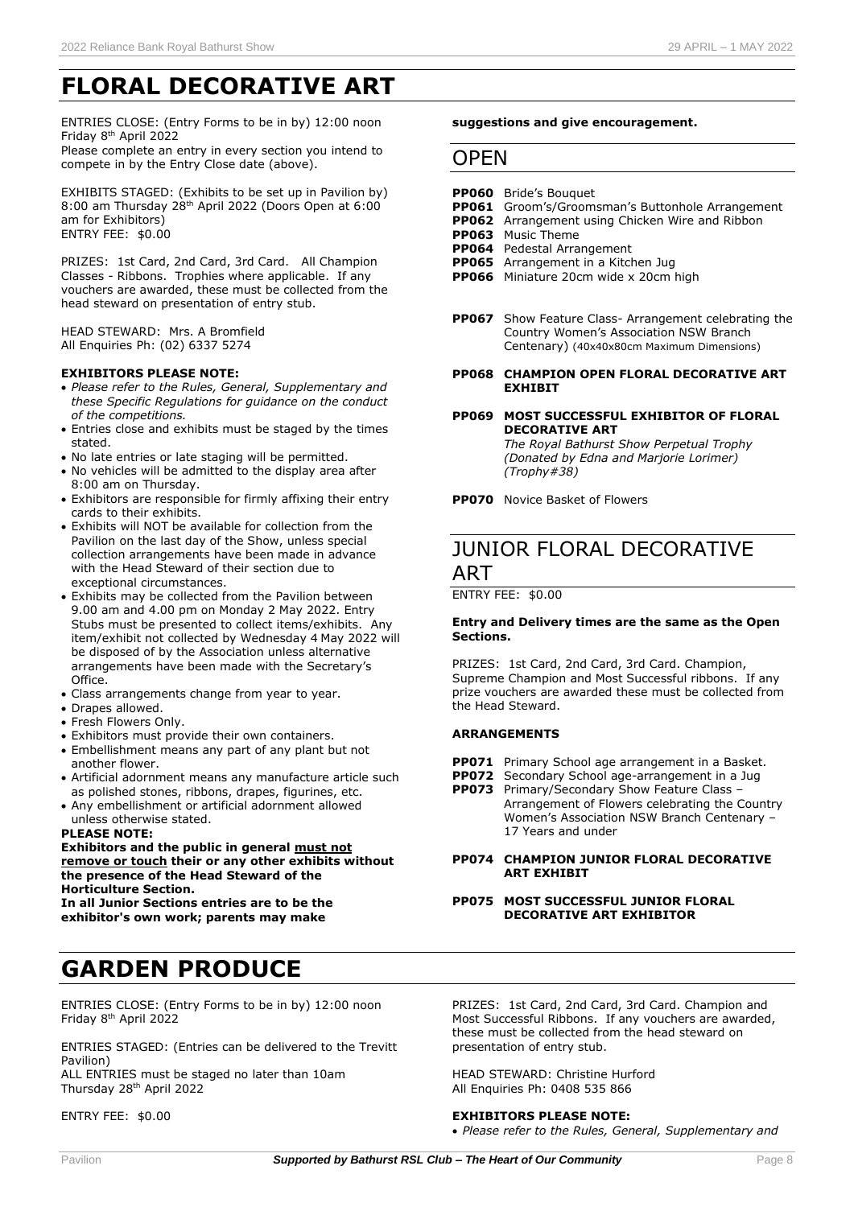# FLORAL DECORATIVE ART

ENTRIES CLOSE: (Entry Forms to be in by) 12:00 noon Friday 8th April 2022

Please complete an entry in every section you intend to compete in by the Entry Close date (above).

EXHIBITS STAGED: (Exhibits to be set up in Pavilion by) 8:00 am Thursday 28th April 2022 (Doors Open at 6:00 am for Exhibitors)

ENTRY FEE: $0.00

PRIZES: 1st Card, 2nd Card, 3rd Card. All Champion Classes - Ribbons. Trophies where applicable. If any vouchers are awarded, these must be collected from the head steward on presentation of entry stub.

HEAD STEWARD: Mrs. A Bromfield
All Enquiries Ph: (02) 6337 5274

**EXHIBITORS PLEASE NOTE:**

- *Please refer to the Rules, General, Supplementary and these Specific Regulations for guidance on the conduct of the competitions.*
- Entries close and exhibits must be staged by the times stated.
- No late entries or late staging will be permitted.
- No vehicles will be admitted to the display area after 8:00 am on Thursday.
- Exhibitors are responsible for firmly affixing their entry cards to their exhibits.
- Exhibits will NOT be available for collection from the Pavilion on the last day of the Show, unless special collection arrangements have been made in advance with the Head Steward of their section due to exceptional circumstances.
- Exhibits may be collected from the Pavilion between 9.00 am and 4.00 pm on Monday 2 May 2022. Entry Stubs must be presented to collect items/exhibits. Any item/exhibit not collected by Wednesday 4 May 2022 will be disposed of by the Association unless alternative arrangements have been made with the Secretary's Office.
- Class arrangements change from year to year.
- Drapes allowed.
- Fresh Flowers Only.
- Exhibitors must provide their own containers.
- Embellishment means any part of any plant but not another flower.
- Artificial adornment means any manufacture article such as polished stones, ribbons, drapes, figurines, etc.
- Any embellishment or artificial adornment allowed unless otherwise stated.

**PLEASE NOTE:**

**Exhibitors and the public in general must not remove or touch their or any other exhibits without the presence of the Head Steward of the Horticulture Section.**

**In all Junior Sections entries are to be the exhibitor's own work; parents may make suggestions and give encouragement.**

## OPEN

**PP060** Bride's Bouquet
**PP061** Groom's/Groomsman's Buttonhole Arrangement
**PP062** Arrangement using Chicken Wire and Ribbon
**PP063** Music Theme
**PP064** Pedestal Arrangement
**PP065** Arrangement in a Kitchen Jug
**PP066** Miniature 20cm wide x 20cm high

**PP067** Show Feature Class- Arrangement celebrating the Country Women's Association NSW Branch Centenary) (40x40x80cm Maximum Dimensions)

**PP068 CHAMPION OPEN FLORAL DECORATIVE ART EXHIBIT**

**PP069 MOST SUCCESSFUL EXHIBITOR OF FLORAL DECORATIVE ART**
*The Royal Bathurst Show Perpetual Trophy (Donated by Edna and Marjorie Lorimer) (Trophy#38)*

**PP070** Novice Basket of Flowers

## JUNIOR FLORAL DECORATIVE ART

ENTRY FEE: $0.00

**Entry and Delivery times are the same as the Open Sections.**

PRIZES: 1st Card, 2nd Card, 3rd Card. Champion, Supreme Champion and Most Successful ribbons. If any prize vouchers are awarded these must be collected from the Head Steward.

**ARRANGEMENTS**

**PP071** Primary School age arrangement in a Basket.
**PP072** Secondary School age-arrangement in a Jug
**PP073** Primary/Secondary Show Feature Class – Arrangement of Flowers celebrating the Country Women's Association NSW Branch Centenary – 17 Years and under

**PP074 CHAMPION JUNIOR FLORAL DECORATIVE ART EXHIBIT**

**PP075 MOST SUCCESSFUL JUNIOR FLORAL DECORATIVE ART EXHIBITOR**

# GARDEN PRODUCE

ENTRIES CLOSE: (Entry Forms to be in by) 12:00 noon Friday 8th April 2022

ENTRIES STAGED: (Entries can be delivered to the Trevitt Pavilion)
ALL ENTRIES must be staged no later than 10am Thursday 28th April 2022

ENTRY FEE: $0.00

PRIZES: 1st Card, 2nd Card, 3rd Card. Champion and Most Successful Ribbons. If any vouchers are awarded, these must be collected from the head steward on presentation of entry stub.

HEAD STEWARD: Christine Hurford
All Enquiries Ph: 0408 535 866

**EXHIBITORS PLEASE NOTE:**

- *Please refer to the Rules, General, Supplementary and*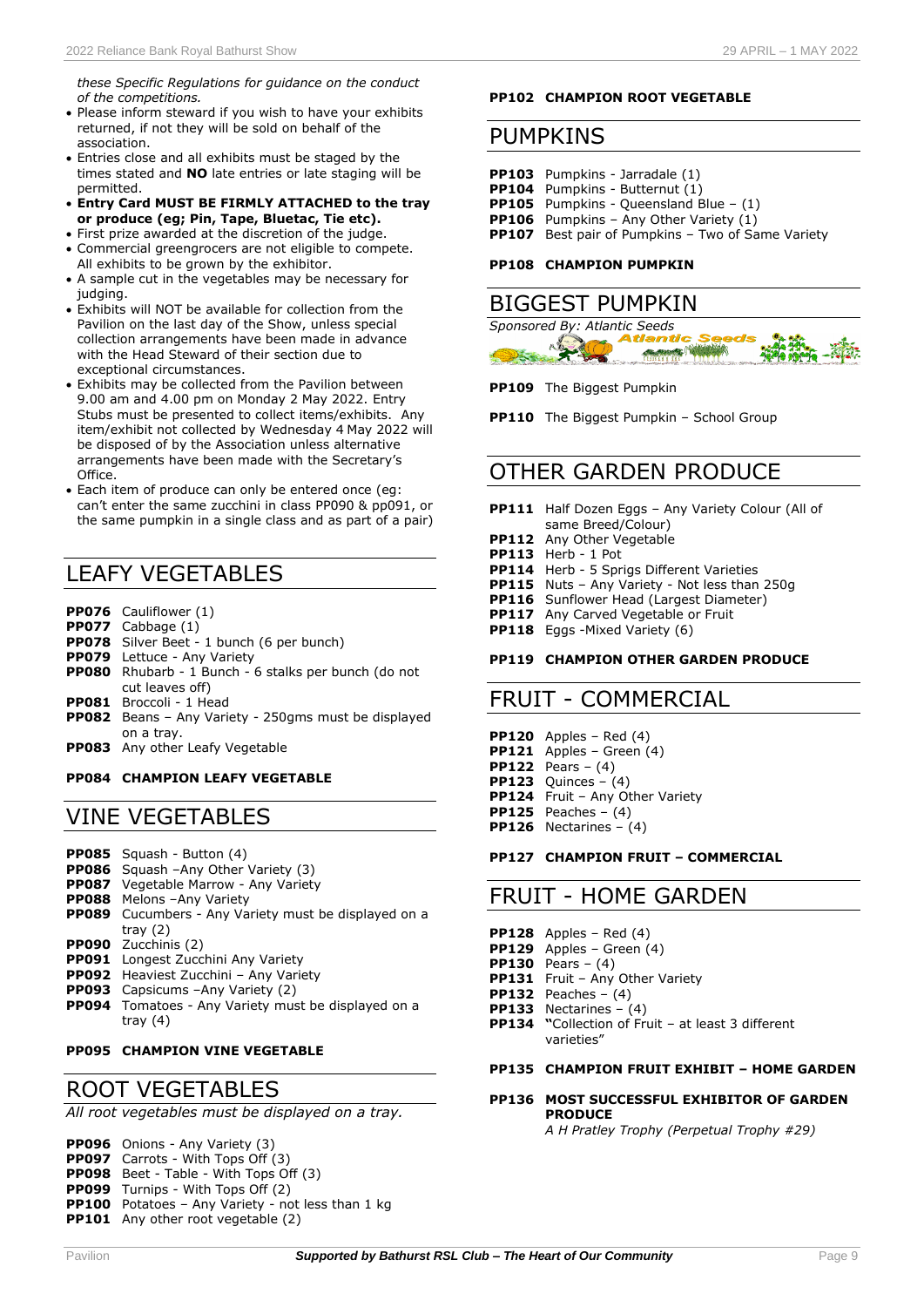*these Specific Regulations for guidance on the conduct of the competitions.*

- Please inform steward if you wish to have your exhibits returned, if not they will be sold on behalf of the association.
- Entries close and all exhibits must be staged by the times stated and **NO** late entries or late staging will be permitted.
- **Entry Card MUST BE FIRMLY ATTACHED to the tray or produce (eg; Pin, Tape, Bluetac, Tie etc).**
- First prize awarded at the discretion of the judge.
- Commercial greengrocers are not eligible to compete. All exhibits to be grown by the exhibitor.
- A sample cut in the vegetables may be necessary for judging.
- Exhibits will NOT be available for collection from the Pavilion on the last day of the Show, unless special collection arrangements have been made in advance with the Head Steward of their section due to exceptional circumstances.
- Exhibits may be collected from the Pavilion between 9.00 am and 4.00 pm on Monday 2 May 2022. Entry Stubs must be presented to collect items/exhibits. Any item/exhibit not collected by Wednesday 4 May 2022 will be disposed of by the Association unless alternative arrangements have been made with the Secretary's Office.
- Each item of produce can only be entered once (eg: can't enter the same zucchini in class PP090 & pp091, or the same pumpkin in a single class and as part of a pair)

## LEAFY VEGETABLES

**PP076** Cauliflower (1)
**PP077** Cabbage (1)
**PP078** Silver Beet - 1 bunch (6 per bunch)
**PP079** Lettuce - Any Variety
**PP080** Rhubarb - 1 Bunch - 6 stalks per bunch (do not cut leaves off)
**PP081** Broccoli - 1 Head
**PP082** Beans – Any Variety - 250gms must be displayed on a tray.
**PP083** Any other Leafy Vegetable

**PP084 CHAMPION LEAFY VEGETABLE**

## VINE VEGETABLES

**PP085** Squash - Button (4)
**PP086** Squash –Any Other Variety (3)
**PP087** Vegetable Marrow - Any Variety
**PP088** Melons –Any Variety
**PP089** Cucumbers - Any Variety must be displayed on a tray (2)
**PP090** Zucchinis (2)
**PP091** Longest Zucchini Any Variety
**PP092** Heaviest Zucchini – Any Variety
**PP093** Capsicums –Any Variety (2)
**PP094** Tomatoes - Any Variety must be displayed on a tray (4)

**PP095 CHAMPION VINE VEGETABLE**

## ROOT VEGETABLES

*All root vegetables must be displayed on a tray.*

**PP096** Onions - Any Variety (3)
**PP097** Carrots - With Tops Off (3)
**PP098** Beet - Table - With Tops Off (3)
**PP099** Turnips - With Tops Off (2)
**PP100** Potatoes – Any Variety - not less than 1 kg
**PP101** Any other root vegetable (2)

**PP102 CHAMPION ROOT VEGETABLE**

## PUMPKINS

**PP103** Pumpkins - Jarradale (1)
**PP104** Pumpkins - Butternut (1)
**PP105** Pumpkins - Queensland Blue – (1)
**PP106** Pumpkins – Any Other Variety (1)
**PP107** Best pair of Pumpkins – Two of Same Variety

**PP108 CHAMPION PUMPKIN**

## BIGGEST PUMPKIN

*Sponsored By: Atlantic Seeds*

**PP109** The Biggest Pumpkin

**PP110** The Biggest Pumpkin – School Group

## OTHER GARDEN PRODUCE

**PP111** Half Dozen Eggs – Any Variety Colour (All of same Breed/Colour)
**PP112** Any Other Vegetable
**PP113** Herb - 1 Pot
**PP114** Herb - 5 Sprigs Different Varieties
**PP115** Nuts – Any Variety - Not less than 250g
**PP116** Sunflower Head (Largest Diameter)
**PP117** Any Carved Vegetable or Fruit
**PP118** Eggs -Mixed Variety (6)

**PP119 CHAMPION OTHER GARDEN PRODUCE**

## FRUIT - COMMERCIAL

**PP120** Apples – Red (4)
**PP121** Apples – Green (4)
**PP122** Pears – (4)
**PP123** Quinces – (4)
**PP124** Fruit – Any Other Variety
**PP125** Peaches – (4)
**PP126** Nectarines – (4)

**PP127 CHAMPION FRUIT – COMMERCIAL**

## FRUIT - HOME GARDEN

**PP128** Apples – Red (4)
**PP129** Apples – Green (4)
**PP130** Pears – (4)
**PP131** Fruit – Any Other Variety
**PP132** Peaches – (4)
**PP133** Nectarines – (4)
**PP134** "Collection of Fruit – at least 3 different varieties"

**PP135 CHAMPION FRUIT EXHIBIT – HOME GARDEN**

**PP136 MOST SUCCESSFUL EXHIBITOR OF GARDEN PRODUCE**
*A H Pratley Trophy (Perpetual Trophy #29)*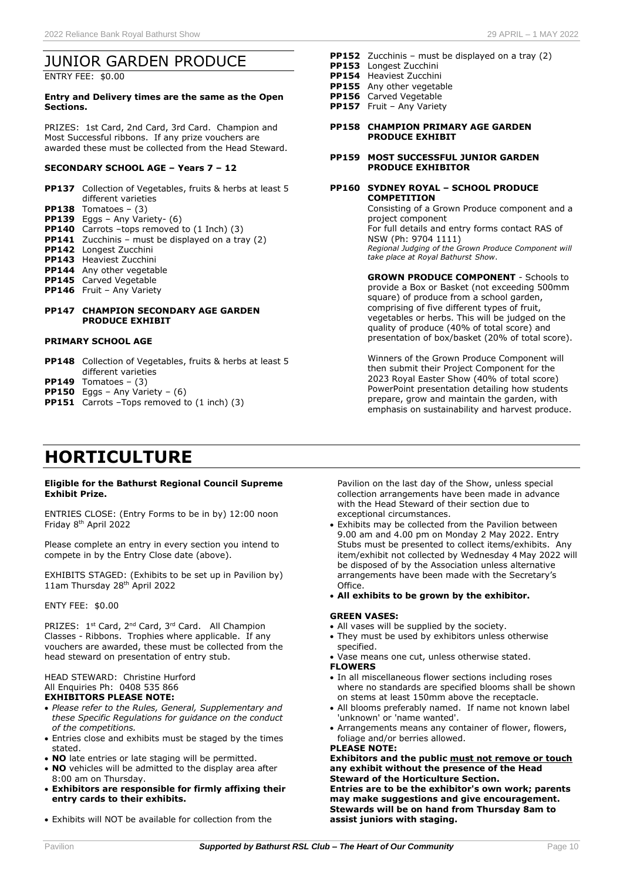# JUNIOR GARDEN PRODUCE

ENTRY FEE: $0.00

**Entry and Delivery times are the same as the Open Sections.**

PRIZES: 1st Card, 2nd Card, 3rd Card. Champion and Most Successful ribbons. If any prize vouchers are awarded these must be collected from the Head Steward.

### SECONDARY SCHOOL AGE – Years 7 – 12

- **PP137** Collection of Vegetables, fruits & herbs at least 5 different varieties
- **PP138** Tomatoes – (3)
- **PP139** Eggs – Any Variety- (6)
- **PP140** Carrots –tops removed to (1 Inch) (3)
- **PP141** Zucchinis – must be displayed on a tray (2)
- **PP142** Longest Zucchini
- **PP143** Heaviest Zucchini
- **PP144** Any other vegetable
- **PP145** Carved Vegetable
- **PP146** Fruit – Any Variety

**PP147 CHAMPION SECONDARY AGE GARDEN PRODUCE EXHIBIT**

### PRIMARY SCHOOL AGE

- **PP148** Collection of Vegetables, fruits & herbs at least 5 different varieties
- **PP149** Tomatoes – (3)
- **PP150** Eggs – Any Variety – (6)
- **PP151** Carrots –Tops removed to (1 inch) (3)
- **PP152** Zucchinis – must be displayed on a tray (2)
- **PP153** Longest Zucchini
- **PP154** Heaviest Zucchini
- **PP155** Any other vegetable
- **PP156** Carved Vegetable
- **PP157** Fruit – Any Variety

**PP158 CHAMPION PRIMARY AGE GARDEN PRODUCE EXHIBIT**

**PP159 MOST SUCCESSFUL JUNIOR GARDEN PRODUCE EXHIBITOR**

**PP160 SYDNEY ROYAL – SCHOOL PRODUCE COMPETITION**

Consisting of a Grown Produce component and a project component
For full details and entry forms contact RAS of NSW (Ph: 9704 1111)
*Regional Judging of the Grown Produce Component will take place at Royal Bathurst Show.*

**GROWN PRODUCE COMPONENT** - Schools to provide a Box or Basket (not exceeding 500mm square) of produce from a school garden, comprising of five different types of fruit, vegetables or herbs. This will be judged on the quality of produce (40% of total score) and presentation of box/basket (20% of total score).

Winners of the Grown Produce Component will then submit their Project Component for the 2023 Royal Easter Show (40% of total score) PowerPoint presentation detailing how students prepare, grow and maintain the garden, with emphasis on sustainability and harvest produce.

# HORTICULTURE

**Eligible for the Bathurst Regional Council Supreme Exhibit Prize.**

ENTRIES CLOSE: (Entry Forms to be in by) 12:00 noon Friday 8th April 2022

Please complete an entry in every section you intend to compete in by the Entry Close date (above).

EXHIBITS STAGED: (Exhibits to be set up in Pavilion by) 11am Thursday 28th April 2022

ENTY FEE: $0.00

PRIZES: 1st Card, 2nd Card, 3rd Card. All Champion Classes - Ribbons. Trophies where applicable. If any vouchers are awarded, these must be collected from the head steward on presentation of entry stub.

HEAD STEWARD: Christine Hurford
All Enquiries Ph: 0408 535 866

**EXHIBITORS PLEASE NOTE:**

- *Please refer to the Rules, General, Supplementary and these Specific Regulations for guidance on the conduct of the competitions.*
- Entries close and exhibits must be staged by the times stated.
- **NO** late entries or late staging will be permitted.
- **NO** vehicles will be admitted to the display area after 8:00 am on Thursday.
- **Exhibitors are responsible for firmly affixing their entry cards to their exhibits.**
- Exhibits will NOT be available for collection from the Pavilion on the last day of the Show, unless special collection arrangements have been made in advance with the Head Steward of their section due to exceptional circumstances.
- Exhibits may be collected from the Pavilion between 9.00 am and 4.00 pm on Monday 2 May 2022. Entry Stubs must be presented to collect items/exhibits. Any item/exhibit not collected by Wednesday 4 May 2022 will be disposed of by the Association unless alternative arrangements have been made with the Secretary's Office.
- **All exhibits to be grown by the exhibitor.**

**GREEN VASES:**

- All vases will be supplied by the society.
- They must be used by exhibitors unless otherwise specified.
- Vase means one cut, unless otherwise stated.

**FLOWERS**

- In all miscellaneous flower sections including roses where no standards are specified blooms shall be shown on stems at least 150mm above the receptacle.
- All blooms preferably named. If name not known label 'unknown' or 'name wanted'.
- Arrangements means any container of flower, flowers, foliage and/or berries allowed.

**PLEASE NOTE:**

**Exhibitors and the public <u>must not remove or touch</u> any exhibit without the presence of the Head Steward of the Horticulture Section.**

**Entries are to be the exhibitor's own work; parents may make suggestions and give encouragement. Stewards will be on hand from Thursday 8am to assist juniors with staging.**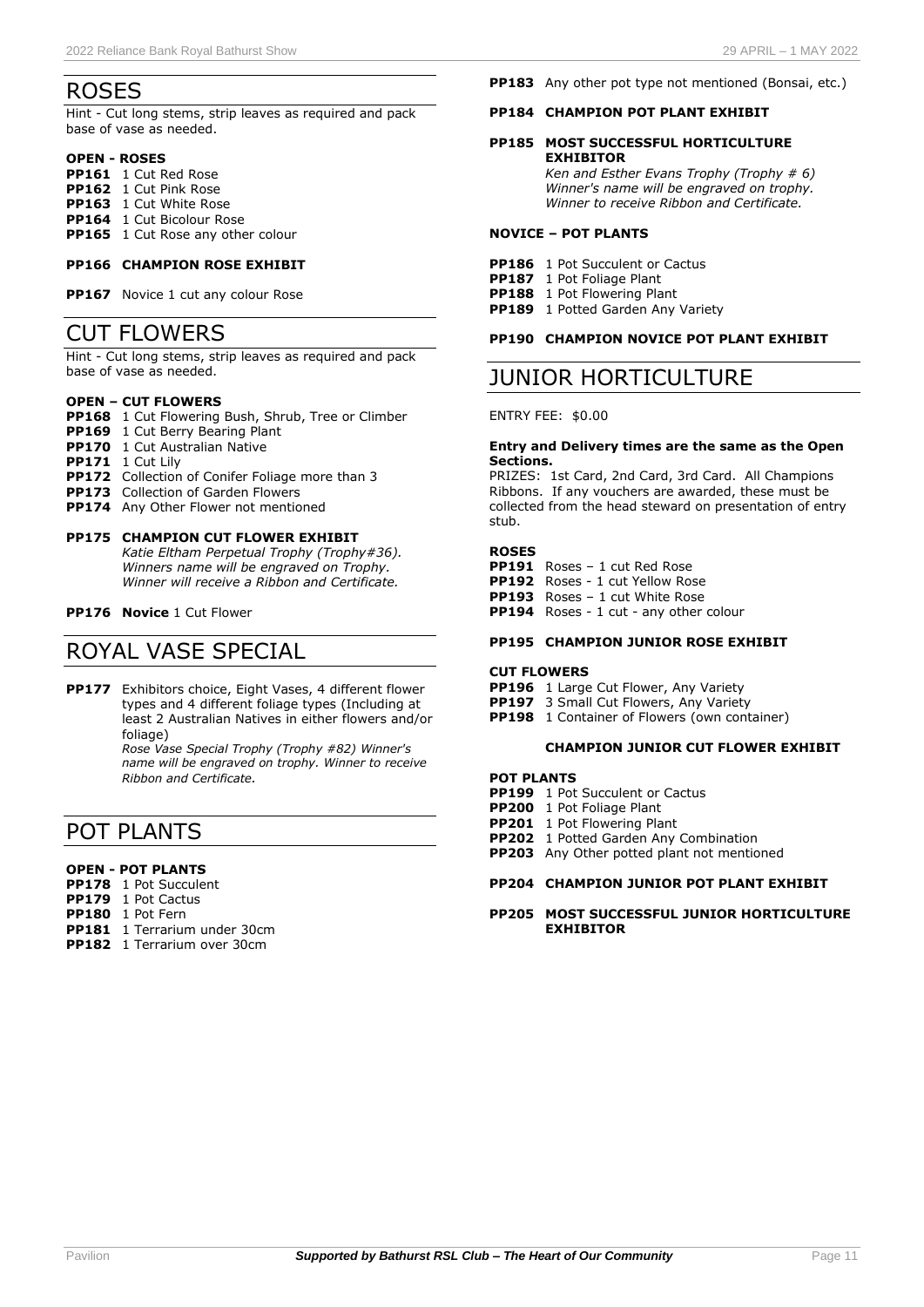## ROSES

Hint - Cut long stems, strip leaves as required and pack base of vase as needed.

**OPEN - ROSES**

**PP161** 1 Cut Red Rose
**PP162** 1 Cut Pink Rose
**PP163** 1 Cut White Rose
**PP164** 1 Cut Bicolour Rose
**PP165** 1 Cut Rose any other colour

**PP166 CHAMPION ROSE EXHIBIT**

**PP167** Novice 1 cut any colour Rose

## CUT FLOWERS

Hint - Cut long stems, strip leaves as required and pack base of vase as needed.

**OPEN – CUT FLOWERS**

**PP168** 1 Cut Flowering Bush, Shrub, Tree or Climber
**PP169** 1 Cut Berry Bearing Plant
**PP170** 1 Cut Australian Native
**PP171** 1 Cut Lily
**PP172** Collection of Conifer Foliage more than 3
**PP173** Collection of Garden Flowers
**PP174** Any Other Flower not mentioned

**PP175 CHAMPION CUT FLOWER EXHIBIT**
*Katie Eltham Perpetual Trophy (Trophy#36). Winners name will be engraved on Trophy. Winner will receive a Ribbon and Certificate.*

**PP176 Novice** 1 Cut Flower

## ROYAL VASE SPECIAL

**PP177** Exhibitors choice, Eight Vases, 4 different flower types and 4 different foliage types (Including at least 2 Australian Natives in either flowers and/or foliage)
*Rose Vase Special Trophy (Trophy #82) Winner's name will be engraved on trophy. Winner to receive Ribbon and Certificate.*

## POT PLANTS

**OPEN - POT PLANTS**

**PP178** 1 Pot Succulent
**PP179** 1 Pot Cactus
**PP180** 1 Pot Fern
**PP181** 1 Terrarium under 30cm
**PP182** 1 Terrarium over 30cm
**PP183** Any other pot type not mentioned (Bonsai, etc.)

**PP184 CHAMPION POT PLANT EXHIBIT**

**PP185 MOST SUCCESSFUL HORTICULTURE EXHIBITOR**
*Ken and Esther Evans Trophy (Trophy # 6) Winner's name will be engraved on trophy. Winner to receive Ribbon and Certificate.*

**NOVICE – POT PLANTS**

**PP186** 1 Pot Succulent or Cactus
**PP187** 1 Pot Foliage Plant
**PP188** 1 Pot Flowering Plant
**PP189** 1 Potted Garden Any Variety

**PP190 CHAMPION NOVICE POT PLANT EXHIBIT**

## JUNIOR HORTICULTURE

ENTRY FEE: $0.00

**Entry and Delivery times are the same as the Open Sections.**

PRIZES: 1st Card, 2nd Card, 3rd Card. All Champions Ribbons. If any vouchers are awarded, these must be collected from the head steward on presentation of entry stub.

**ROSES**

**PP191** Roses – 1 cut Red Rose
**PP192** Roses - 1 cut Yellow Rose
**PP193** Roses – 1 cut White Rose
**PP194** Roses - 1 cut - any other colour

**PP195 CHAMPION JUNIOR ROSE EXHIBIT**

**CUT FLOWERS**

**PP196** 1 Large Cut Flower, Any Variety
**PP197** 3 Small Cut Flowers, Any Variety
**PP198** 1 Container of Flowers (own container)

**CHAMPION JUNIOR CUT FLOWER EXHIBIT**

**POT PLANTS**

**PP199** 1 Pot Succulent or Cactus
**PP200** 1 Pot Foliage Plant
**PP201** 1 Pot Flowering Plant
**PP202** 1 Potted Garden Any Combination
**PP203** Any Other potted plant not mentioned

**PP204 CHAMPION JUNIOR POT PLANT EXHIBIT**

**PP205 MOST SUCCESSFUL JUNIOR HORTICULTURE EXHIBITOR**